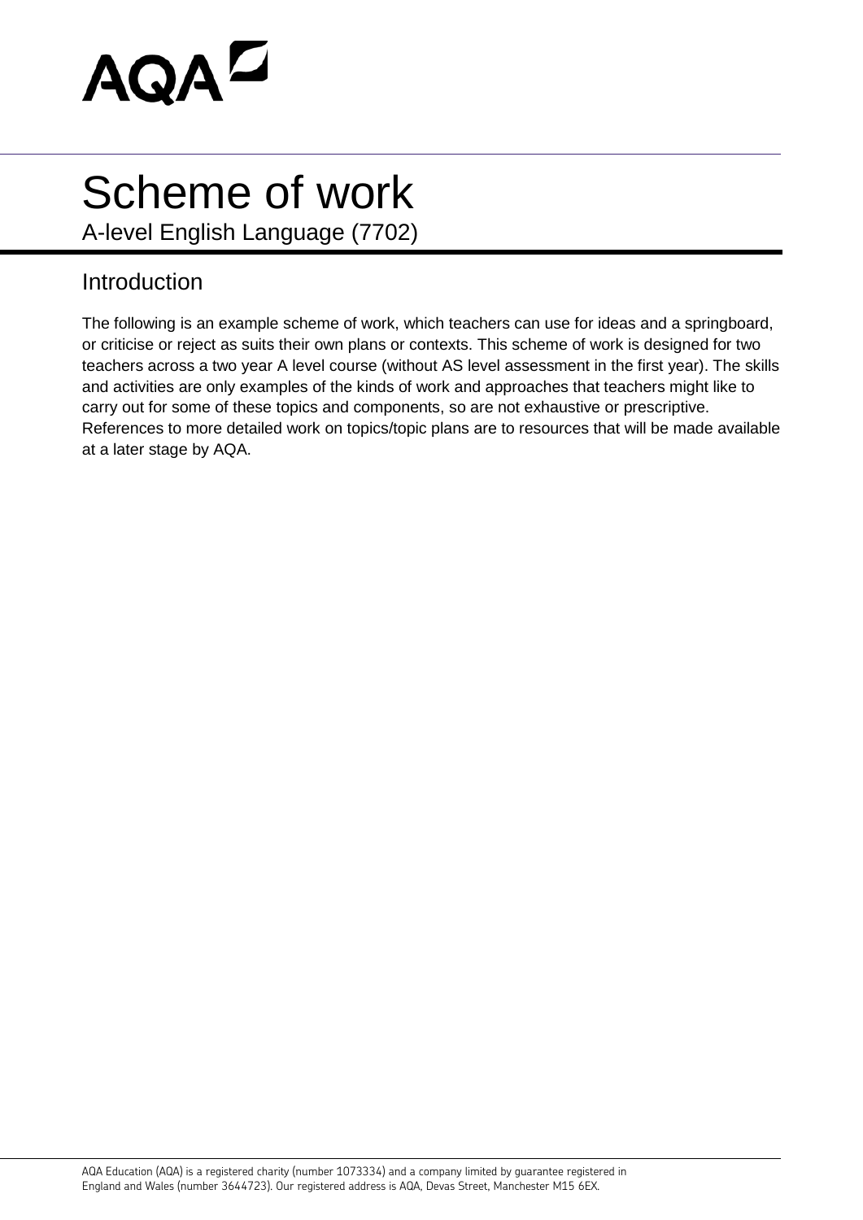# Scheme of work

A-level English Language (7702)

## Introduction

The following is an example scheme of work, which teachers can use for ideas and a springboard, or criticise or reject as suits their own plans or contexts. This scheme of work is designed for two teachers across a two year A level course (without AS level assessment in the first year). The skills and activities are only examples of the kinds of work and approaches that teachers might like to carry out for some of these topics and components, so are not exhaustive or prescriptive. References to more detailed work on topics/topic plans are to resources that will be made available at a later stage by AQA.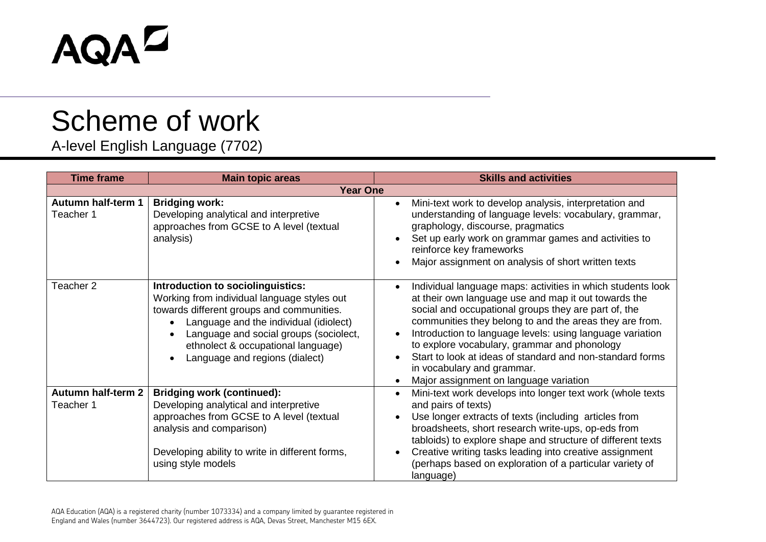AQA

# Scheme of work

A-level English Language (7702)

| Time frame | Main topic areas | Skills and activities |
|---|---|---|
| **Year One** | | |
| **Autumn half-term 1**<br>Teacher 1 | **Bridging work:**<br>Developing analytical and interpretive approaches from GCSE to A level (textual analysis) | • Mini-text work to develop analysis, interpretation and understanding of language levels: vocabulary, grammar, graphology, discourse, pragmatics<br>• Set up early work on grammar games and activities to reinforce key frameworks<br>• Major assignment on analysis of short written texts |
| Teacher 2 | **Introduction to sociolinguistics:**<br>Working from individual language styles out towards different groups and communities.<br>• Language and the individual (idiolect)<br>• Language and social groups (sociolect, ethnolect & occupational language)<br>• Language and regions (dialect) | • Individual language maps: activities in which students look at their own language use and map it out towards the social and occupational groups they are part of, the communities they belong to and the areas they are from.<br>• Introduction to language levels: using language variation to explore vocabulary, grammar and phonology<br>• Start to look at ideas of standard and non-standard forms in vocabulary and grammar.<br>• Major assignment on language variation |
| **Autumn half-term 2**<br>Teacher 1 | **Bridging work (continued):**<br>Developing analytical and interpretive approaches from GCSE to A level (textual analysis and comparison)<br><br>Developing ability to write in different forms, using style models | • Mini-text work develops into longer text work (whole texts and pairs of texts)<br>• Use longer extracts of texts (including articles from broadsheets, short research write-ups, op-eds from tabloids) to explore shape and structure of different texts<br>• Creative writing tasks leading into creative assignment (perhaps based on exploration of a particular variety of language) |

AQA Education (AQA) is a registered charity (number 1073334) and a company limited by guarantee registered in England and Wales (number 3644723). Our registered address is AQA, Devas Street, Manchester M15 6EX.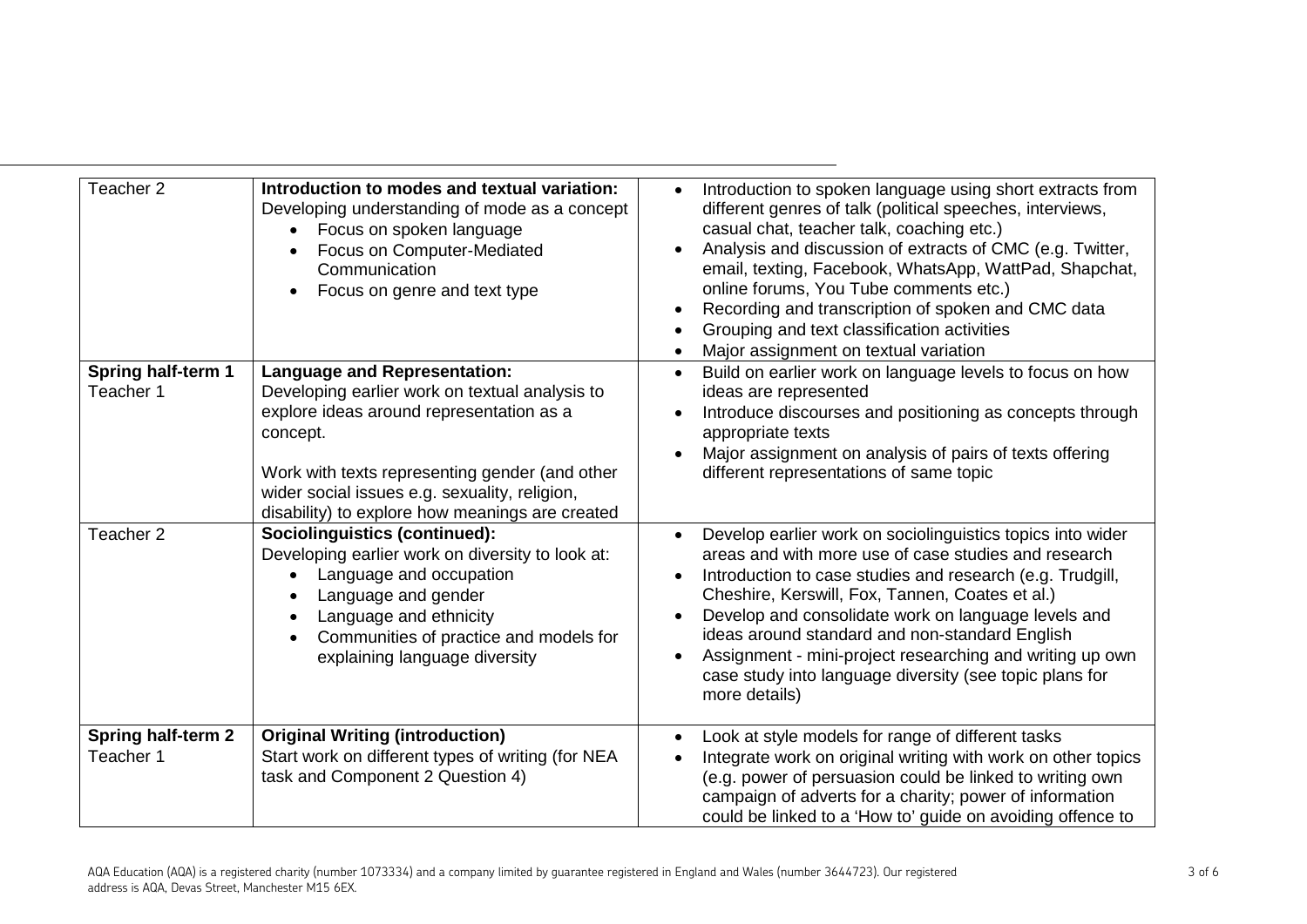| | | |
|---|---|---|
| Teacher 2 | **Introduction to modes and textual variation:** Developing understanding of mode as a concept<br>• Focus on spoken language<br>• Focus on Computer-Mediated Communication<br>• Focus on genre and text type | • Introduction to spoken language using short extracts from different genres of talk (political speeches, interviews, casual chat, teacher talk, coaching etc.)<br>• Analysis and discussion of extracts of CMC (e.g. Twitter, email, texting, Facebook, WhatsApp, WattPad, Shapchat, online forums, You Tube comments etc.)<br>• Recording and transcription of spoken and CMC data<br>• Grouping and text classification activities<br>• Major assignment on textual variation |
| **Spring half-term 1**<br>Teacher 1 | **Language and Representation:** Developing earlier work on textual analysis to explore ideas around representation as a concept.<br><br>Work with texts representing gender (and other wider social issues e.g. sexuality, religion, disability) to explore how meanings are created | • Build on earlier work on language levels to focus on how ideas are represented<br>• Introduce discourses and positioning as concepts through appropriate texts<br>• Major assignment on analysis of pairs of texts offering different representations of same topic |
| Teacher 2 | **Sociolinguistics (continued):** Developing earlier work on diversity to look at:<br>• Language and occupation<br>• Language and gender<br>• Language and ethnicity<br>• Communities of practice and models for explaining language diversity | • Develop earlier work on sociolinguistics topics into wider areas and with more use of case studies and research<br>• Introduction to case studies and research (e.g. Trudgill, Cheshire, Kerswill, Fox, Tannen, Coates et al.)<br>• Develop and consolidate work on language levels and ideas around standard and non-standard English<br>• Assignment - mini-project researching and writing up own case study into language diversity (see topic plans for more details) |
| **Spring half-term 2**<br>Teacher 1 | **Original Writing (introduction)** Start work on different types of writing (for NEA task and Component 2 Question 4) | • Look at style models for range of different tasks<br>• Integrate work on original writing with work on other topics (e.g. power of persuasion could be linked to writing own campaign of adverts for a charity; power of information could be linked to a 'How to' guide on avoiding offence to |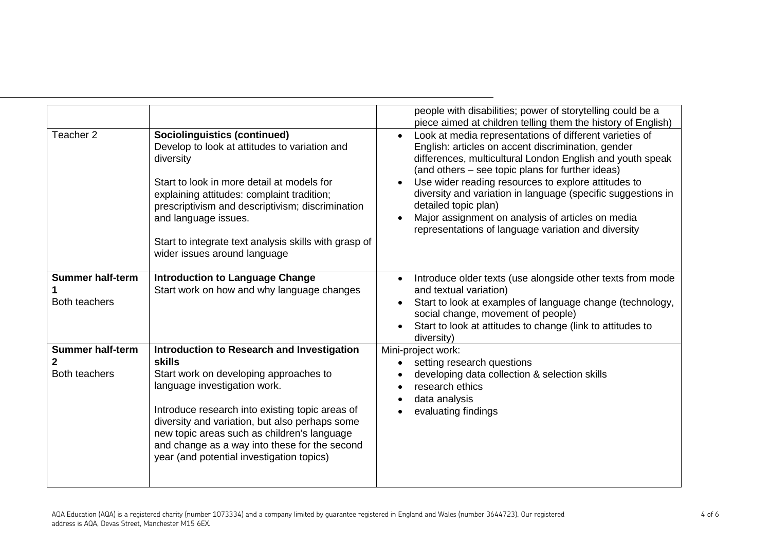| | | |
|---|---|---|
| | | people with disabilities; power of storytelling could be a piece aimed at children telling them the history of English) |
| Teacher 2 | **Sociolinguistics (continued)**<br>Develop to look at attitudes to variation and diversity<br><br>Start to look in more detail at models for explaining attitudes: complaint tradition; prescriptivism and descriptivism; discrimination and language issues.<br><br>Start to integrate text analysis skills with grasp of wider issues around language | • Look at media representations of different varieties of English: articles on accent discrimination, gender differences, multicultural London English and youth speak (and others – see topic plans for further ideas)<br>• Use wider reading resources to explore attitudes to diversity and variation in language (specific suggestions in detailed topic plan)<br>• Major assignment on analysis of articles on media representations of language variation and diversity |
| **Summer half-term 1**<br>Both teachers | **Introduction to Language Change**<br>Start work on how and why language changes | • Introduce older texts (use alongside other texts from mode and textual variation)<br>• Start to look at examples of language change (technology, social change, movement of people)<br>• Start to look at attitudes to change (link to attitudes to diversity) |
| **Summer half-term 2**<br>Both teachers | **Introduction to Research and Investigation skills**<br>Start work on developing approaches to language investigation work.<br><br>Introduce research into existing topic areas of diversity and variation, but also perhaps some new topic areas such as children's language and change as a way into these for the second year (and potential investigation topics) | Mini-project work:<br>• setting research questions<br>• developing data collection & selection skills<br>• research ethics<br>• data analysis<br>• evaluating findings |

AQA Education (AQA) is a registered charity (number 1073334) and a company limited by guarantee registered in England and Wales (number 3644723). Our registered address is AQA, Devas Street, Manchester M15 6EX.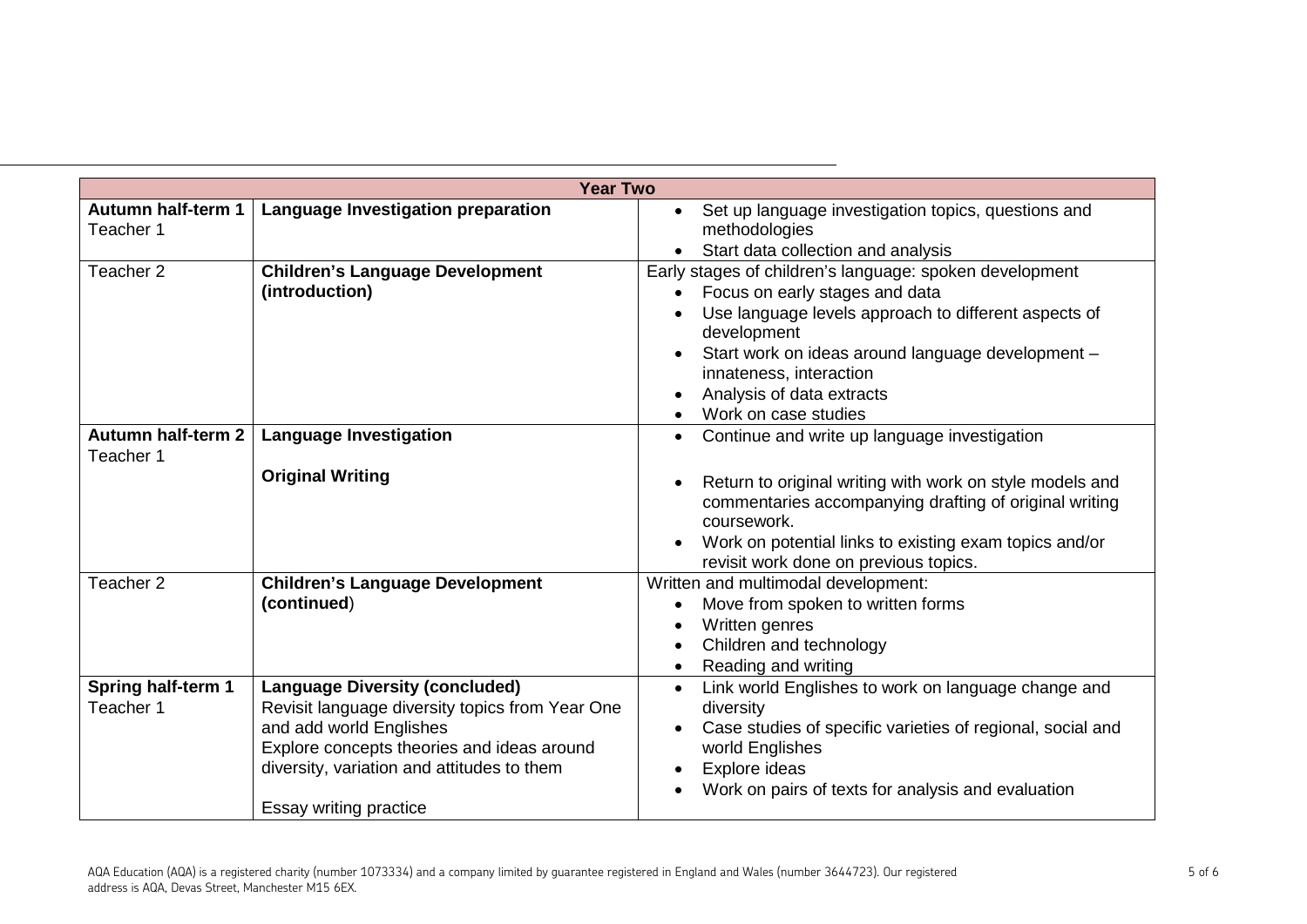| **Year Two** | | |
|---|---|---|
| **Autumn half-term 1** Teacher 1 | **Language Investigation preparation** | • Set up language investigation topics, questions and methodologies<br>• Start data collection and analysis |
| Teacher 2 | **Children's Language Development (introduction)** | Early stages of children's language: spoken development<br>• Focus on early stages and data<br>• Use language levels approach to different aspects of development<br>• Start work on ideas around language development – innateness, interaction<br>• Analysis of data extracts<br>• Work on case studies |
| **Autumn half-term 2** Teacher 1 | **Language Investigation**<br><br>**Original Writing** | • Continue and write up language investigation<br><br>• Return to original writing with work on style models and commentaries accompanying drafting of original writing coursework.<br>• Work on potential links to existing exam topics and/or revisit work done on previous topics. |
| Teacher 2 | **Children's Language Development (continued**) | Written and multimodal development:<br>• Move from spoken to written forms<br>• Written genres<br>• Children and technology<br>• Reading and writing |
| **Spring half-term 1** Teacher 1 | **Language Diversity (concluded)**<br>Revisit language diversity topics from Year One and add world Englishes<br>Explore concepts theories and ideas around diversity, variation and attitudes to them<br><br>Essay writing practice | • Link world Englishes to work on language change and diversity<br>• Case studies of specific varieties of regional, social and world Englishes<br>• Explore ideas<br>• Work on pairs of texts for analysis and evaluation |

AQA Education (AQA) is a registered charity (number 1073334) and a company limited by guarantee registered in England and Wales (number 3644723). Our registered address is AQA, Devas Street, Manchester M15 6EX.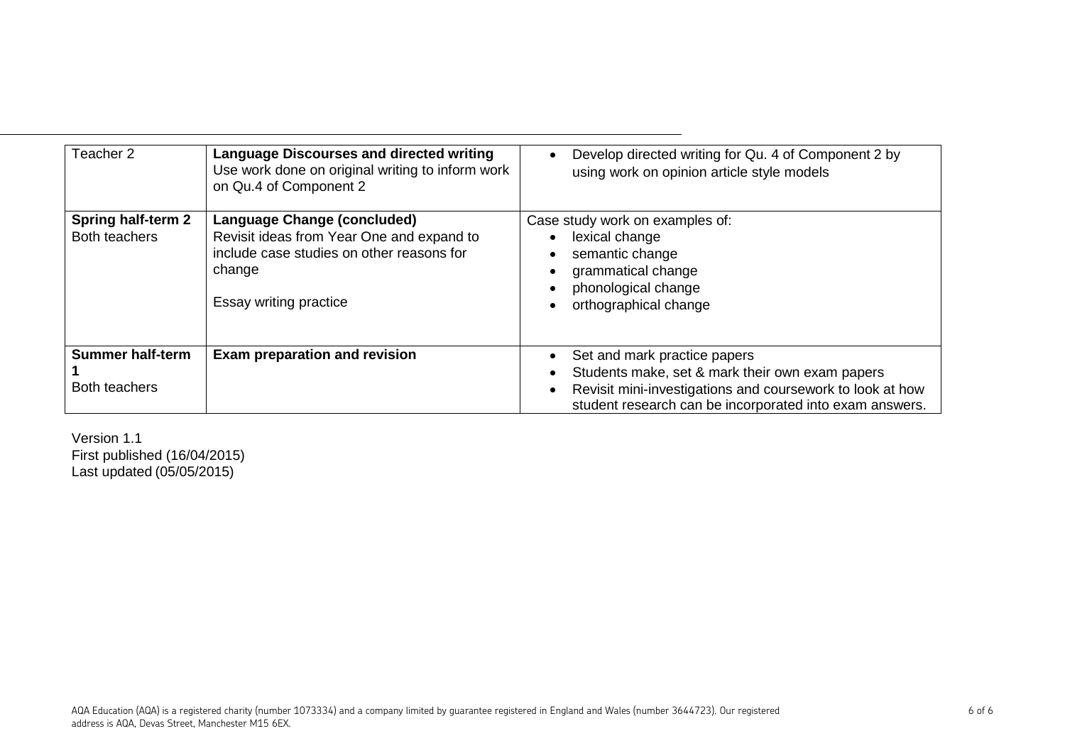| | | |
|---|---|---|
| Teacher 2 | **Language Discourses and directed writing**<br>Use work done on original writing to inform work on Qu.4 of Component 2 | • Develop directed writing for Qu. 4 of Component 2 by using work on opinion article style models |
| **Spring half-term 2**<br>Both teachers | **Language Change (concluded)**<br>Revisit ideas from Year One and expand to include case studies on other reasons for change<br><br>Essay writing practice | Case study work on examples of:<br>• lexical change<br>• semantic change<br>• grammatical change<br>• phonological change<br>• orthographical change |
| **Summer half-term 1**<br>Both teachers | **Exam preparation and revision** | • Set and mark practice papers<br>• Students make, set & mark their own exam papers<br>• Revisit mini-investigations and coursework to look at how student research can be incorporated into exam answers. |

Version 1.1
First published (16/04/2015)
Last updated (05/05/2015)

AQA Education (AQA) is a registered charity (number 1073334) and a company limited by guarantee registered in England and Wales (number 3644723). Our registered address is AQA, Devas Street, Manchester M15 6EX.